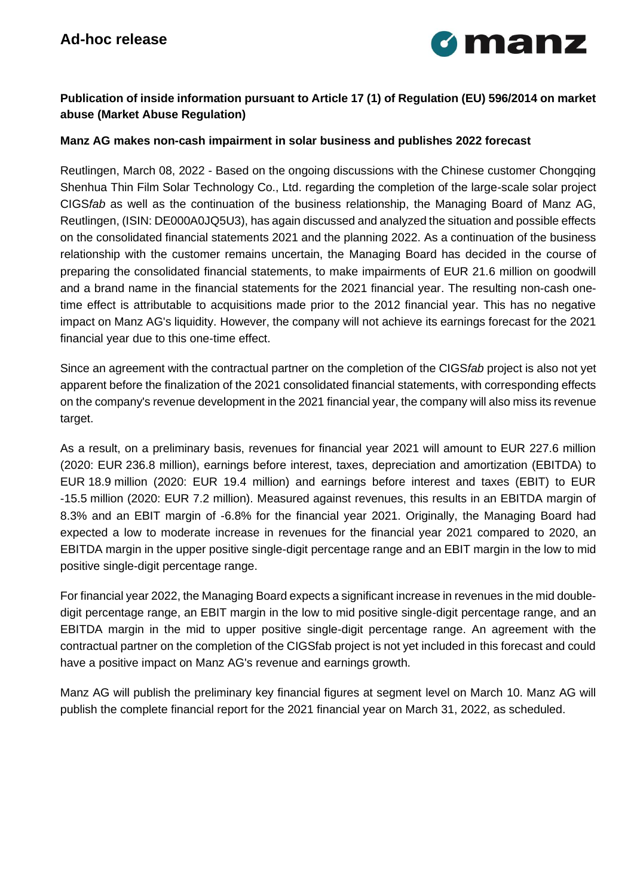# Ad-hoc release

**Publication of inside information pursuant to Article 17 (1) of Regulation (EU) 596/2014 on market abuse (Market Abuse Regulation)**

**Manz AG makes non-cash impairment in solar business and publishes 2022 forecast**

Reutlingen, March 08, 2022 - Based on the ongoing discussions with the Chinese customer Chongqing Shenhua Thin Film Solar Technology Co., Ltd. regarding the completion of the large-scale solar project CIGS*fab* as well as the continuation of the business relationship, the Managing Board of Manz AG, Reutlingen, (ISIN: DE000A0JQ5U3), has again discussed and analyzed the situation and possible effects on the consolidated financial statements 2021 and the planning 2022. As a continuation of the business relationship with the customer remains uncertain, the Managing Board has decided in the course of preparing the consolidated financial statements, to make impairments of EUR 21.6 million on goodwill and a brand name in the financial statements for the 2021 financial year. The resulting non-cash one-time effect is attributable to acquisitions made prior to the 2012 financial year. This has no negative impact on Manz AG's liquidity. However, the company will not achieve its earnings forecast for the 2021 financial year due to this one-time effect.

Since an agreement with the contractual partner on the completion of the CIGS*fab* project is also not yet apparent before the finalization of the 2021 consolidated financial statements, with corresponding effects on the company's revenue development in the 2021 financial year, the company will also miss its revenue target.

As a result, on a preliminary basis, revenues for financial year 2021 will amount to EUR 227.6 million (2020: EUR 236.8 million), earnings before interest, taxes, depreciation and amortization (EBITDA) to EUR 18.9 million (2020: EUR 19.4 million) and earnings before interest and taxes (EBIT) to EUR -15.5 million (2020: EUR 7.2 million). Measured against revenues, this results in an EBITDA margin of 8.3% and an EBIT margin of -6.8% for the financial year 2021. Originally, the Managing Board had expected a low to moderate increase in revenues for the financial year 2021 compared to 2020, an EBITDA margin in the upper positive single-digit percentage range and an EBIT margin in the low to mid positive single-digit percentage range.

For financial year 2022, the Managing Board expects a significant increase in revenues in the mid double-digit percentage range, an EBIT margin in the low to mid positive single-digit percentage range, and an EBITDA margin in the mid to upper positive single-digit percentage range. An agreement with the contractual partner on the completion of the CIGSfab project is not yet included in this forecast and could have a positive impact on Manz AG's revenue and earnings growth.

Manz AG will publish the preliminary key financial figures at segment level on March 10. Manz AG will publish the complete financial report for the 2021 financial year on March 31, 2022, as scheduled.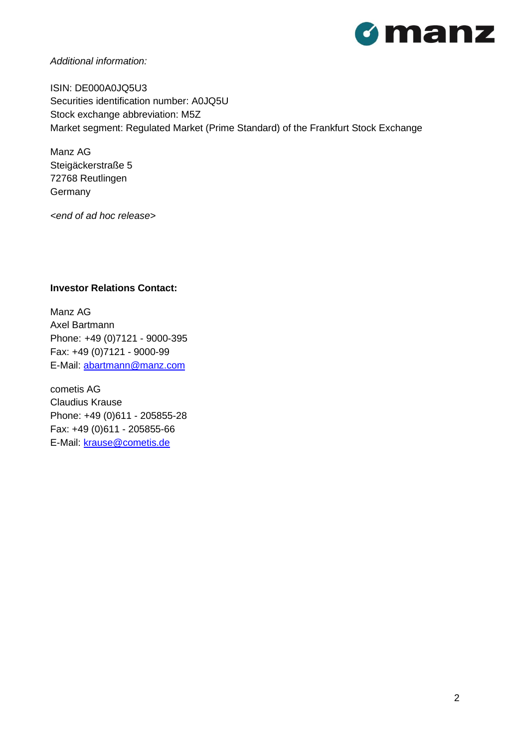*Additional information:*

ISIN: DE000A0JQ5U3
Securities identification number: A0JQ5U
Stock exchange abbreviation: M5Z
Market segment: Regulated Market (Prime Standard) of the Frankfurt Stock Exchange

Manz AG
Steigäckerstraße 5
72768 Reutlingen
Germany

*<end of ad hoc release>*

**Investor Relations Contact:**

Manz AG
Axel Bartmann
Phone: +49 (0)7121 - 9000-395
Fax: +49 (0)7121 - 9000-99
E-Mail: abartmann@manz.com

cometis AG
Claudius Krause
Phone: +49 (0)611 - 205855-28
Fax: +49 (0)611 - 205855-66
E-Mail: krause@cometis.de